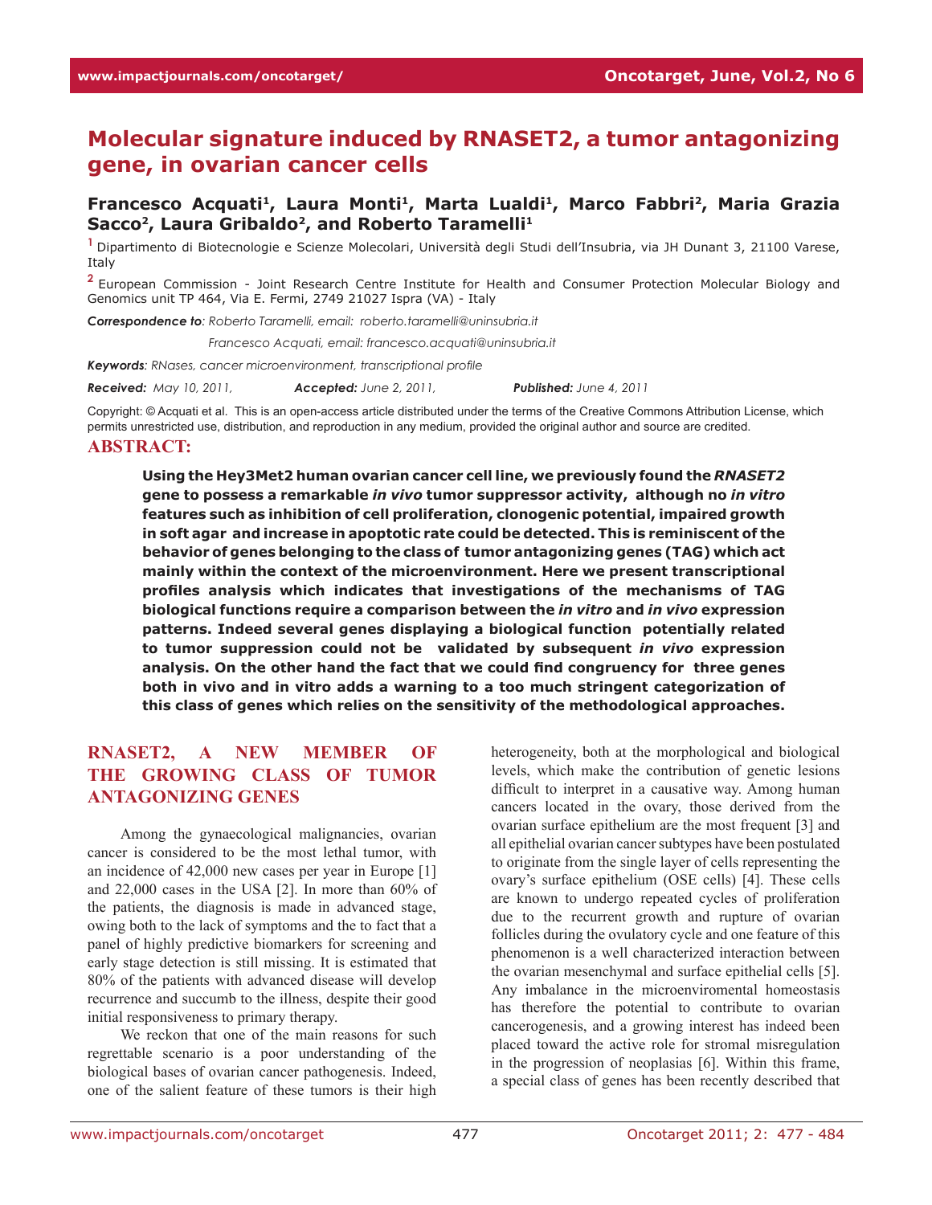# Molecular signature induced by RNASET2, a tumor antagonizing gene, in ovarian cancer cells

**Francesco Acquati[1], Laura Monti[1], Marta Lualdi[1], Marco Fabbri[2], Maria Grazia Sacco[2], Laura Gribaldo[2], and Roberto Taramelli[1]**

[1] Dipartimento di Biotecnologie e Scienze Molecolari, Università degli Studi dell'Insubria, via JH Dunant 3, 21100 Varese, Italy

[2] European Commission - Joint Research Centre Institute for Health and Consumer Protection Molecular Biology and Genomics unit TP 464, Via E. Fermi, 2749 21027 Ispra (VA) - Italy

***Correspondence to****: Roberto Taramelli, email: roberto.taramelli@uninsubria.it*

*Francesco Acquati, email: francesco.acquati@uninsubria.it*

***Keywords****: RNases, cancer microenvironment, transcriptional profile*

***Received:*** *May 10, 2011,* ***Accepted:*** *June 2, 2011,* ***Published:*** *June 4, 2011*

Copyright: © Acquati et al. This is an open-access article distributed under the terms of the Creative Commons Attribution License, which permits unrestricted use, distribution, and reproduction in any medium, provided the original author and source are credited.

## ABSTRACT:

**Using the Hey3Met2 human ovarian cancer cell line, we previously found the *RNASET2* gene to possess a remarkable *in vivo* tumor suppressor activity, although no *in vitro* features such as inhibition of cell proliferation, clonogenic potential, impaired growth in soft agar and increase in apoptotic rate could be detected. This is reminiscent of the behavior of genes belonging to the class of tumor antagonizing genes (TAG) which act mainly within the context of the microenvironment. Here we present transcriptional profiles analysis which indicates that investigations of the mechanisms of TAG biological functions require a comparison between the *in vitro* and *in vivo* expression patterns. Indeed several genes displaying a biological function potentially related to tumor suppression could not be validated by subsequent *in vivo* expression analysis. On the other hand the fact that we could find congruency for three genes both in vivo and in vitro adds a warning to a too much stringent categorization of this class of genes which relies on the sensitivity of the methodological approaches.**

## RNASET2, A NEW MEMBER OF THE GROWING CLASS OF TUMOR ANTAGONIZING GENES

Among the gynaecological malignancies, ovarian cancer is considered to be the most lethal tumor, with an incidence of 42,000 new cases per year in Europe [1] and 22,000 cases in the USA [2]. In more than 60% of the patients, the diagnosis is made in advanced stage, owing both to the lack of symptoms and the to fact that a panel of highly predictive biomarkers for screening and early stage detection is still missing. It is estimated that 80% of the patients with advanced disease will develop recurrence and succumb to the illness, despite their good initial responsiveness to primary therapy.

We reckon that one of the main reasons for such regrettable scenario is a poor understanding of the biological bases of ovarian cancer pathogenesis. Indeed, one of the salient feature of these tumors is their high heterogeneity, both at the morphological and biological levels, which make the contribution of genetic lesions difficult to interpret in a causative way. Among human cancers located in the ovary, those derived from the ovarian surface epithelium are the most frequent [3] and all epithelial ovarian cancer subtypes have been postulated to originate from the single layer of cells representing the ovary's surface epithelium (OSE cells) [4]. These cells are known to undergo repeated cycles of proliferation due to the recurrent growth and rupture of ovarian follicles during the ovulatory cycle and one feature of this phenomenon is a well characterized interaction between the ovarian mesenchymal and surface epithelial cells [5]. Any imbalance in the microenviromental homeostasis has therefore the potential to contribute to ovarian cancerogenesis, and a growing interest has indeed been placed toward the active role for stromal misregulation in the progression of neoplasias [6]. Within this frame, a special class of genes has been recently described that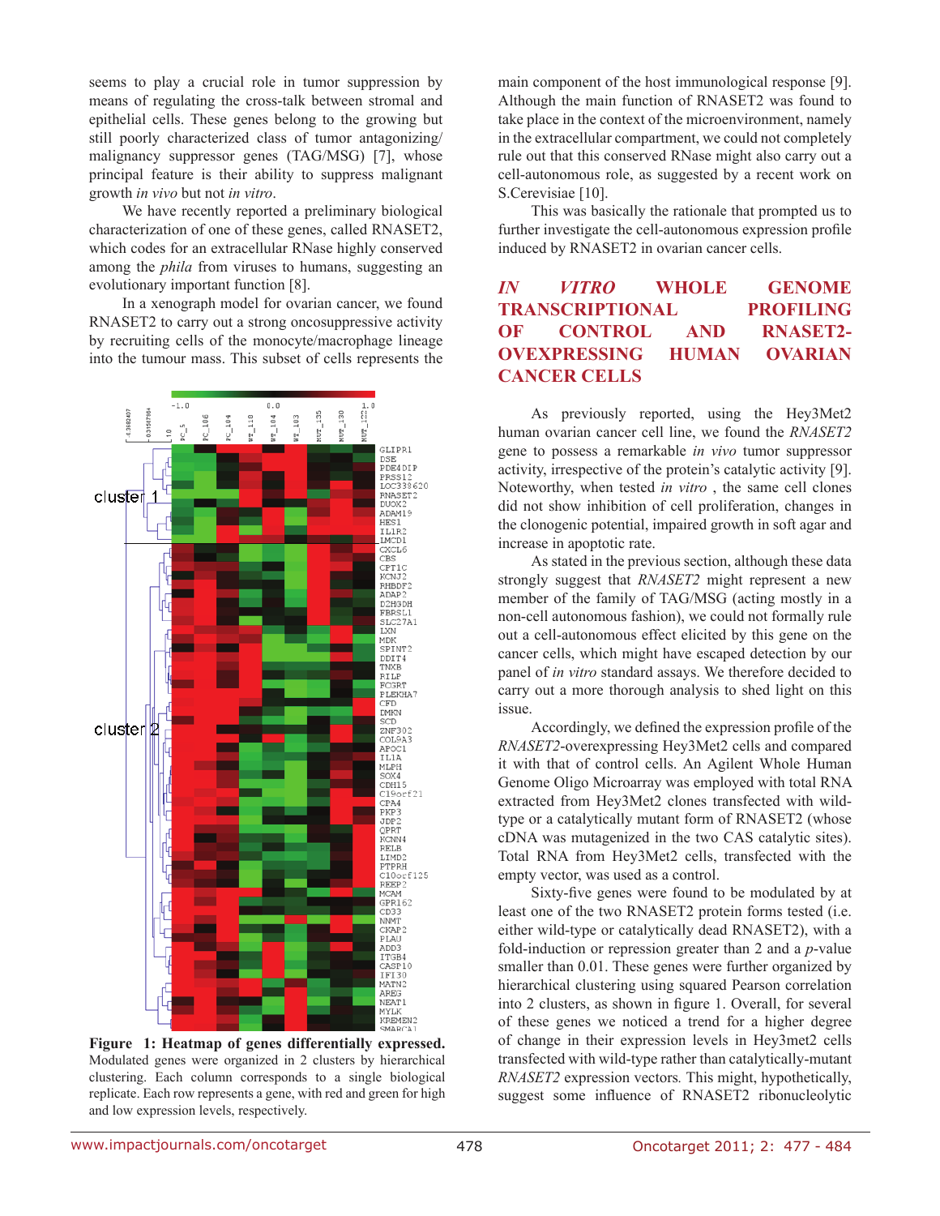seems to play a crucial role in tumor suppression by means of regulating the cross-talk between stromal and epithelial cells. These genes belong to the growing but still poorly characterized class of tumor antagonizing/malignancy suppressor genes (TAG/MSG) [7], whose principal feature is their ability to suppress malignant growth *in vivo* but not *in vitro*.

We have recently reported a preliminary biological characterization of one of these genes, called RNASET2, which codes for an extracellular RNase highly conserved among the *phila* from viruses to humans, suggesting an evolutionary important function [8].

In a xenograph model for ovarian cancer, we found RNASET2 to carry out a strong oncosuppressive activity by recruiting cells of the monocyte/macrophage lineage into the tumour mass. This subset of cells represents the main component of the host immunological response [9]. Although the main function of RNASET2 was found to take place in the context of the microenvironment, namely in the extracellular compartment, we could not completely rule out that this conserved RNase might also carry out a cell-autonomous role, as suggested by a recent work on S.Cerevisiae [10].

This was basically the rationale that prompted us to further investigate the cell-autonomous expression profile induced by RNASET2 in ovarian cancer cells.

**Figure 1: Heatmap of genes differentially expressed.** Modulated genes were organized in 2 clusters by hierarchical clustering. Each column corresponds to a single biological replicate. Each row represents a gene, with red and green for high and low expression levels, respectively.

## *IN VITRO* WHOLE GENOME TRANSCRIPTIONAL PROFILING OF CONTROL AND RNASET2-OVEXPRESSING HUMAN OVARIAN CANCER CELLS

As previously reported, using the Hey3Met2 human ovarian cancer cell line, we found the *RNASET2* gene to possess a remarkable *in vivo* tumor suppressor activity, irrespective of the protein's catalytic activity [9]. Noteworthy, when tested *in vitro* , the same cell clones did not show inhibition of cell proliferation, changes in the clonogenic potential, impaired growth in soft agar and increase in apoptotic rate.

As stated in the previous section, although these data strongly suggest that *RNASET2* might represent a new member of the family of TAG/MSG (acting mostly in a non-cell autonomous fashion), we could not formally rule out a cell-autonomous effect elicited by this gene on the cancer cells, which might have escaped detection by our panel of *in vitro* standard assays. We therefore decided to carry out a more thorough analysis to shed light on this issue.

Accordingly, we defined the expression profile of the *RNASET2*-overexpressing Hey3Met2 cells and compared it with that of control cells. An Agilent Whole Human Genome Oligo Microarray was employed with total RNA extracted from Hey3Met2 clones transfected with wild-type or a catalytically mutant form of RNASET2 (whose cDNA was mutagenized in the two CAS catalytic sites). Total RNA from Hey3Met2 cells, transfected with the empty vector, was used as a control.

Sixty-five genes were found to be modulated by at least one of the two RNASET2 protein forms tested (i.e. either wild-type or catalytically dead RNASET2), with a fold-induction or repression greater than 2 and a *p*-value smaller than 0.01. These genes were further organized by hierarchical clustering using squared Pearson correlation into 2 clusters, as shown in figure 1. Overall, for several of these genes we noticed a trend for a higher degree of change in their expression levels in Hey3met2 cells transfected with wild-type rather than catalytically-mutant *RNASET2* expression vectors*.* This might, hypothetically, suggest some influence of RNASET2 ribonucleolytic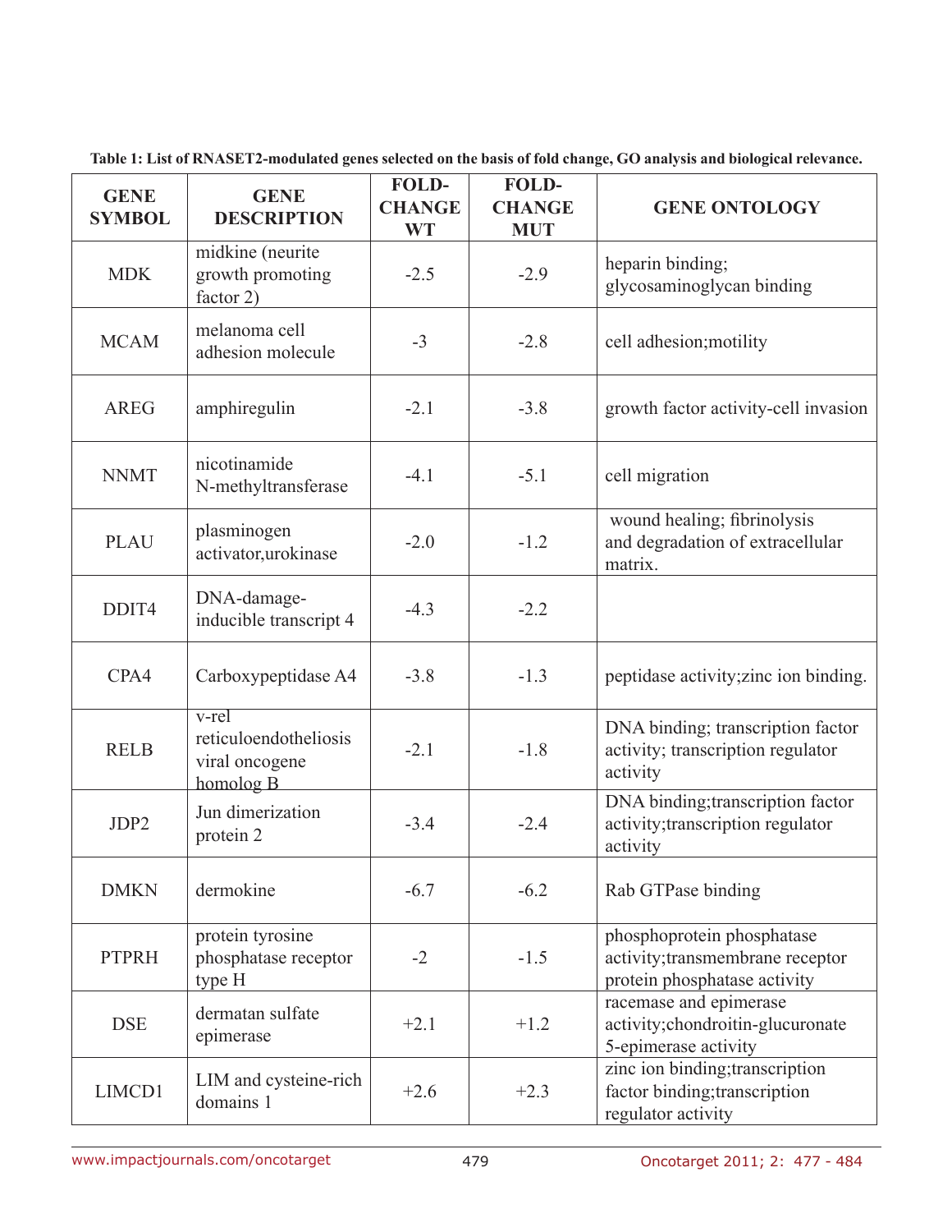**Table 1: List of RNASET2-modulated genes selected on the basis of fold change, GO analysis and biological relevance.**

| GENE SYMBOL | GENE DESCRIPTION | FOLD-CHANGE WT | FOLD-CHANGE MUT | GENE ONTOLOGY |
|---|---|---|---|---|
| MDK | midkine (neurite growth promoting factor 2) | -2.5 | -2.9 | heparin binding; glycosaminoglycan binding |
| MCAM | melanoma cell adhesion molecule | -3 | -2.8 | cell adhesion;motility |
| AREG | amphiregulin | -2.1 | -3.8 | growth factor activity-cell invasion |
| NNMT | nicotinamide N-methyltransferase | -4.1 | -5.1 | cell migration |
| PLAU | plasminogen activator,urokinase | -2.0 | -1.2 | wound healing; fibrinolysis and degradation of extracellular matrix. |
| DDIT4 | DNA-damage-inducible transcript 4 | -4.3 | -2.2 | |
| CPA4 | Carboxypeptidase A4 | -3.8 | -1.3 | peptidase activity;zinc ion binding. |
| RELB | v-rel reticuloendotheliosis viral oncogene homolog B | -2.1 | -1.8 | DNA binding; transcription factor activity; transcription regulator activity |
| JDP2 | Jun dimerization protein 2 | -3.4 | -2.4 | DNA binding;transcription factor activity;transcription regulator activity |
| DMKN | dermokine | -6.7 | -6.2 | Rab GTPase binding |
| PTPRH | protein tyrosine phosphatase receptor type H | -2 | -1.5 | phosphoprotein phosphatase activity;transmembrane receptor protein phosphatase activity |
| DSE | dermatan sulfate epimerase | +2.1 | +1.2 | racemase and epimerase activity;chondroitin-glucuronate 5-epimerase activity |
| LIMCD1 | LIM and cysteine-rich domains 1 | +2.6 | +2.3 | zinc ion binding;transcription factor binding;transcription regulator activity |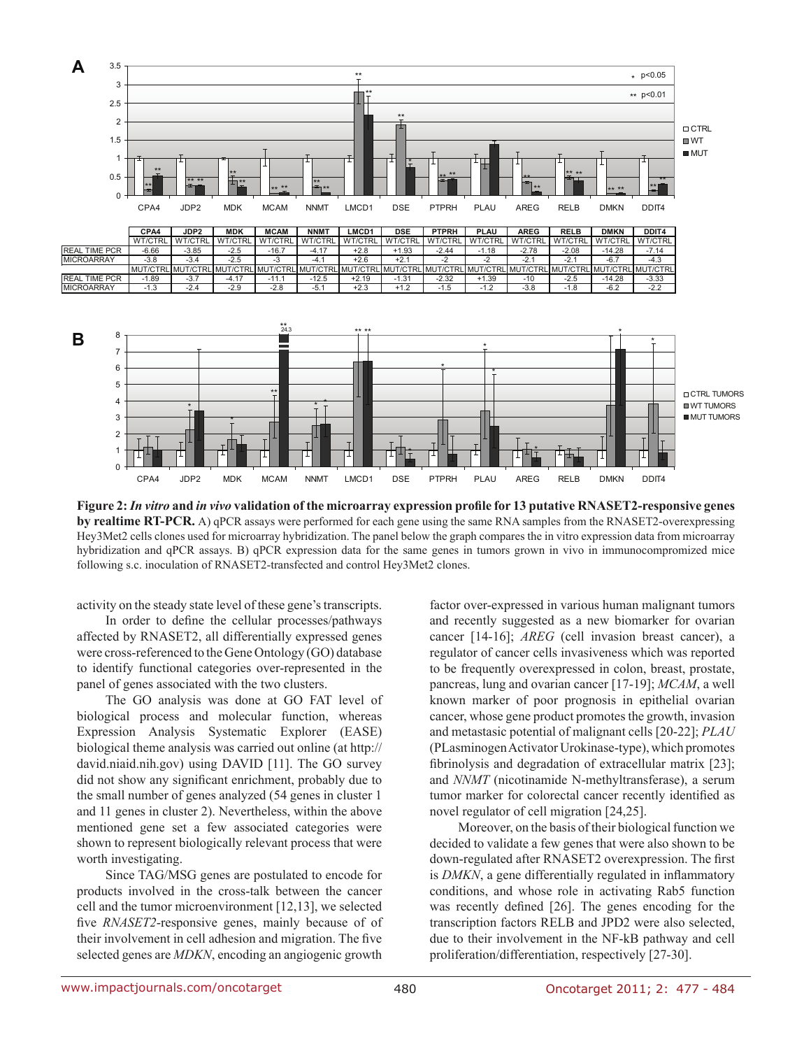| | CPA4 | JDP2 | MDK | MCAM | NNMT | LMCD1 | DSE | PTPRH | PLAU | AREG | RELB | DMKN | DDIT4 |
|---|---|---|---|---|---|---|---|---|---|---|---|---|---|
| | WT/CTRL | WT/CTRL | WT/CTRL | WT/CTRL | WT/CTRL | WT/CTRL | WT/CTRL | WT/CTRL | WT/CTRL | WT/CTRL | WT/CTRL | WT/CTRL | WT/CTRL |
| REAL TIME PCR | -6.66 | -3.85 | -2.5 | -16.7 | -4.17 | +2.8 | +1.93 | -2.44 | -1.18 | -2.78 | -2.08 | -14.28 | -7.14 |
| MICROARRAY | -3.8 | -3.4 | -2.5 | -3 | -4.1 | +2.6 | +2.1 | -2 | -2 | -2.1 | -2.1 | -6.7 | -4.3 |
| | MUT/CTRL | MUT/CTRL | MUT/CTRL | MUT/CTRL | MUT/CTRL | MUT/CTRL | MUT/CTRL | MUT/CTRL | MUT/CTRL | MUT/CTRL | MUT/CTRL | MUT/CTRL | MUT/CTRL |
| REAL TIME PCR | -1.89 | -3.7 | -4.17 | -11.1 | -12.5 | +2.19 | -1.31 | -2.32 | +1.39 | -10 | -2.5 | -14.28 | -3.33 |
| MICROARRAY | -1.3 | -2.4 | -2.9 | -2.8 | -5.1 | +2.3 | +1.2 | -1.5 | -1.2 | -3.8 | -1.8 | -6.2 | -2.2 |

**Figure 2: *In vitro* and *in vivo* validation of the microarray expression profile for 13 putative RNASET2-responsive genes by realtime RT-PCR.** A) qPCR assays were performed for each gene using the same RNA samples from the RNASET2-overexpressing Hey3Met2 cells clones used for microarray hybridization. The panel below the graph compares the in vitro expression data from microarray hybridization and qPCR assays. B) qPCR expression data for the same genes in tumors grown in vivo in immunocompromized mice following s.c. inoculation of RNASET2-transfected and control Hey3Met2 clones.

activity on the steady state level of these gene's transcripts.

In order to define the cellular processes/pathways affected by RNASET2, all differentially expressed genes were cross-referenced to the Gene Ontology (GO) database to identify functional categories over-represented in the panel of genes associated with the two clusters.

The GO analysis was done at GO FAT level of biological process and molecular function, whereas Expression Analysis Systematic Explorer (EASE) biological theme analysis was carried out online (at http://david.niaid.nih.gov) using DAVID [11]. The GO survey did not show any significant enrichment, probably due to the small number of genes analyzed (54 genes in cluster 1 and 11 genes in cluster 2). Nevertheless, within the above mentioned gene set a few associated categories were shown to represent biologically relevant process that were worth investigating.

Since TAG/MSG genes are postulated to encode for products involved in the cross-talk between the cancer cell and the tumor microenvironment [12,13], we selected five *RNASET2*-responsive genes, mainly because of of their involvement in cell adhesion and migration. The five selected genes are *MDKN*, encoding an angiogenic growth factor over-expressed in various human malignant tumors and recently suggested as a new biomarker for ovarian cancer [14-16]; *AREG* (cell invasion breast cancer), a regulator of cancer cells invasiveness which was reported to be frequently overexpressed in colon, breast, prostate, pancreas, lung and ovarian cancer [17-19]; *MCAM*, a well known marker of poor prognosis in epithelial ovarian cancer, whose gene product promotes the growth, invasion and metastasic potential of malignant cells [20-22]; *PLAU* (PLasminogen Activator Urokinase-type), which promotes fibrinolysis and degradation of extracellular matrix [23]; and *NNMT* (nicotinamide N-methyltransferase), a serum tumor marker for colorectal cancer recently identified as novel regulator of cell migration [24,25].

Moreover, on the basis of their biological function we decided to validate a few genes that were also shown to be down-regulated after RNASET2 overexpression. The first is *DMKN*, a gene differentially regulated in inflammatory conditions, and whose role in activating Rab5 function was recently defined [26]. The genes encoding for the transcription factors RELB and JPD2 were also selected, due to their involvement in the NF-kB pathway and cell proliferation/differentiation, respectively [27-30].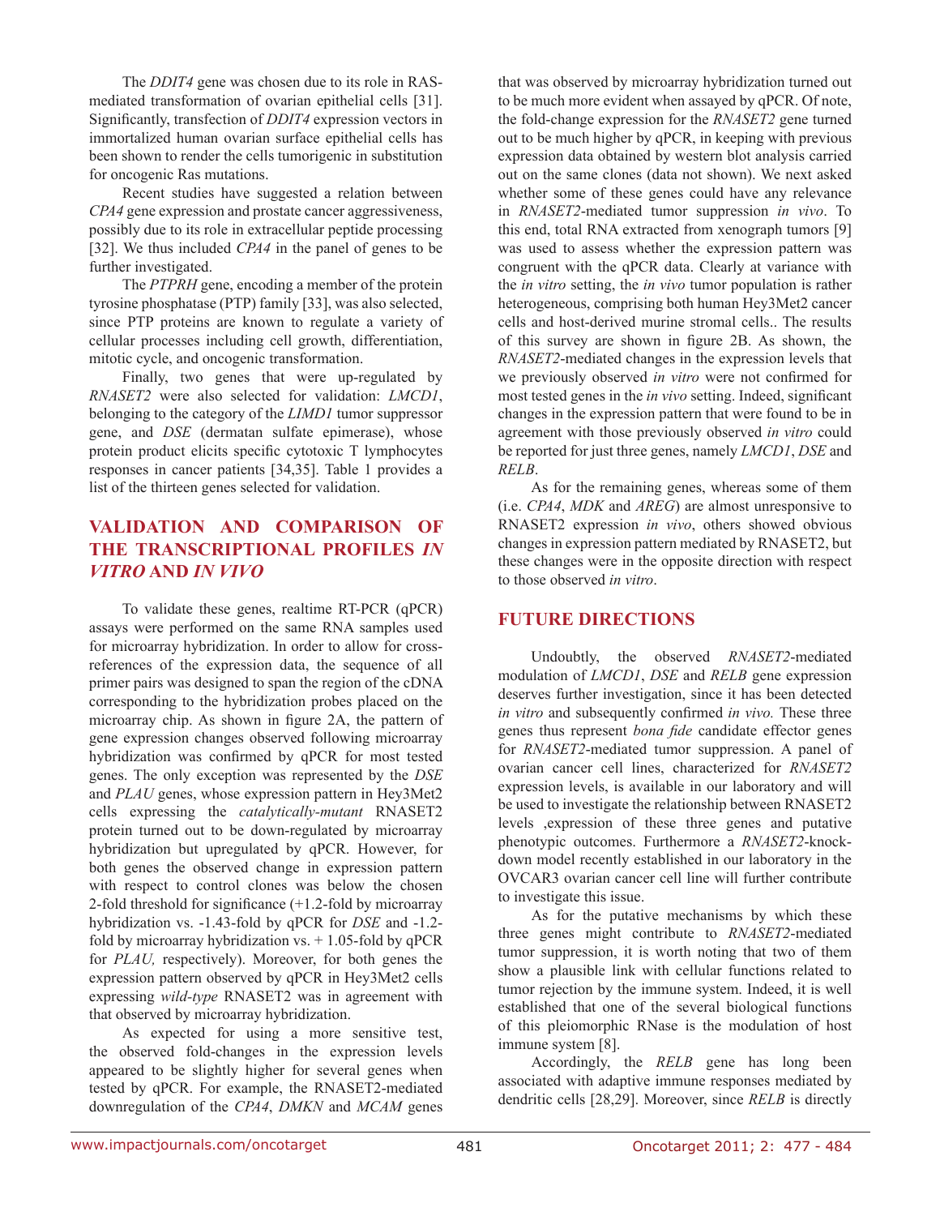The *DDIT4* gene was chosen due to its role in RAS-mediated transformation of ovarian epithelial cells [31]. Significantly, transfection of *DDIT4* expression vectors in immortalized human ovarian surface epithelial cells has been shown to render the cells tumorigenic in substitution for oncogenic Ras mutations.

Recent studies have suggested a relation between *CPA4* gene expression and prostate cancer aggressiveness, possibly due to its role in extracellular peptide processing [32]. We thus included *CPA4* in the panel of genes to be further investigated.

The *PTPRH* gene, encoding a member of the protein tyrosine phosphatase (PTP) family [33], was also selected, since PTP proteins are known to regulate a variety of cellular processes including cell growth, differentiation, mitotic cycle, and oncogenic transformation.

Finally, two genes that were up-regulated by *RNASET2* were also selected for validation: *LMCD1*, belonging to the category of the *LIMD1* tumor suppressor gene, and *DSE* (dermatan sulfate epimerase), whose protein product elicits specific cytotoxic T lymphocytes responses in cancer patients [34,35]. Table 1 provides a list of the thirteen genes selected for validation.

## VALIDATION AND COMPARISON OF THE TRANSCRIPTIONAL PROFILES *IN VITRO* AND *IN VIVO*

To validate these genes, realtime RT-PCR (qPCR) assays were performed on the same RNA samples used for microarray hybridization. In order to allow for cross-references of the expression data, the sequence of all primer pairs was designed to span the region of the cDNA corresponding to the hybridization probes placed on the microarray chip. As shown in figure 2A, the pattern of gene expression changes observed following microarray hybridization was confirmed by qPCR for most tested genes. The only exception was represented by the *DSE* and *PLAU* genes, whose expression pattern in Hey3Met2 cells expressing the *catalytically-mutant* RNASET2 protein turned out to be down-regulated by microarray hybridization but upregulated by qPCR. However, for both genes the observed change in expression pattern with respect to control clones was below the chosen 2-fold threshold for significance (+1.2-fold by microarray hybridization vs. -1.43-fold by qPCR for *DSE* and -1.2-fold by microarray hybridization vs. + 1.05-fold by qPCR for *PLAU,* respectively). Moreover, for both genes the expression pattern observed by qPCR in Hey3Met2 cells expressing *wild-type* RNASET2 was in agreement with that observed by microarray hybridization.

As expected for using a more sensitive test, the observed fold-changes in the expression levels appeared to be slightly higher for several genes when tested by qPCR. For example, the RNASET2-mediated downregulation of the *CPA4*, *DMKN* and *MCAM* genes that was observed by microarray hybridization turned out to be much more evident when assayed by qPCR. Of note, the fold-change expression for the *RNASET2* gene turned out to be much higher by qPCR, in keeping with previous expression data obtained by western blot analysis carried out on the same clones (data not shown). We next asked whether some of these genes could have any relevance in *RNASET2*-mediated tumor suppression *in vivo*. To this end, total RNA extracted from xenograph tumors [9] was used to assess whether the expression pattern was congruent with the qPCR data. Clearly at variance with the *in vitro* setting, the *in vivo* tumor population is rather heterogeneous, comprising both human Hey3Met2 cancer cells and host-derived murine stromal cells.. The results of this survey are shown in figure 2B. As shown, the *RNASET2*-mediated changes in the expression levels that we previously observed *in vitro* were not confirmed for most tested genes in the *in vivo* setting. Indeed, significant changes in the expression pattern that were found to be in agreement with those previously observed *in vitro* could be reported for just three genes, namely *LMCD1*, *DSE* and *RELB*.

As for the remaining genes, whereas some of them (i.e. *CPA4*, *MDK* and *AREG*) are almost unresponsive to RNASET2 expression *in vivo*, others showed obvious changes in expression pattern mediated by RNASET2, but these changes were in the opposite direction with respect to those observed *in vitro*.

## FUTURE DIRECTIONS

Undoubtly, the observed *RNASET2*-mediated modulation of *LMCD1*, *DSE* and *RELB* gene expression deserves further investigation, since it has been detected *in vitro* and subsequently confirmed *in vivo.* These three genes thus represent *bona fide* candidate effector genes for *RNASET2*-mediated tumor suppression. A panel of ovarian cancer cell lines, characterized for *RNASET2* expression levels, is available in our laboratory and will be used to investigate the relationship between RNASET2 levels ,expression of these three genes and putative phenotypic outcomes. Furthermore a *RNASET2*-knock-down model recently established in our laboratory in the OVCAR3 ovarian cancer cell line will further contribute to investigate this issue.

As for the putative mechanisms by which these three genes might contribute to *RNASET2*-mediated tumor suppression, it is worth noting that two of them show a plausible link with cellular functions related to tumor rejection by the immune system. Indeed, it is well established that one of the several biological functions of this pleiomorphic RNase is the modulation of host immune system [8].

Accordingly, the *RELB* gene has long been associated with adaptive immune responses mediated by dendritic cells [28,29]. Moreover, since *RELB* is directly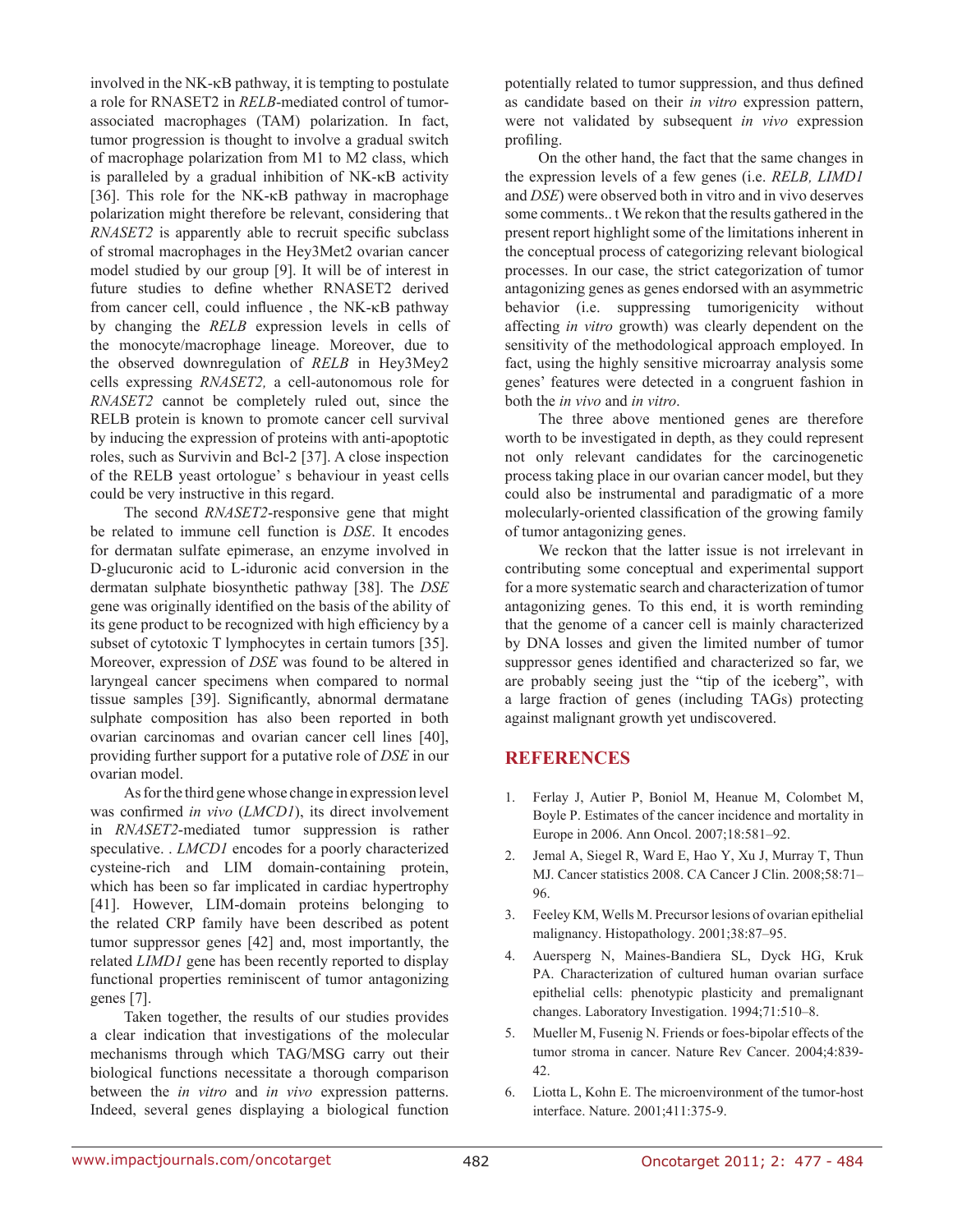involved in the NK-κB pathway, it is tempting to postulate a role for RNASET2 in *RELB*-mediated control of tumor-associated macrophages (TAM) polarization. In fact, tumor progression is thought to involve a gradual switch of macrophage polarization from M1 to M2 class, which is paralleled by a gradual inhibition of NK-κB activity [36]. This role for the NK-κB pathway in macrophage polarization might therefore be relevant, considering that *RNASET2* is apparently able to recruit specific subclass of stromal macrophages in the Hey3Met2 ovarian cancer model studied by our group [9]. It will be of interest in future studies to define whether RNASET2 derived from cancer cell, could influence , the NK-κB pathway by changing the *RELB* expression levels in cells of the monocyte/macrophage lineage. Moreover, due to the observed downregulation of *RELB* in Hey3Mey2 cells expressing *RNASET2,* a cell-autonomous role for *RNASET2* cannot be completely ruled out, since the RELB protein is known to promote cancer cell survival by inducing the expression of proteins with anti-apoptotic roles, such as Survivin and Bcl-2 [37]. A close inspection of the RELB yeast ortologue' s behaviour in yeast cells could be very instructive in this regard.

The second *RNASET2*-responsive gene that might be related to immune cell function is *DSE*. It encodes for dermatan sulfate epimerase, an enzyme involved in D-glucuronic acid to L-iduronic acid conversion in the dermatan sulphate biosynthetic pathway [38]. The *DSE* gene was originally identified on the basis of the ability of its gene product to be recognized with high efficiency by a subset of cytotoxic T lymphocytes in certain tumors [35]. Moreover, expression of *DSE* was found to be altered in laryngeal cancer specimens when compared to normal tissue samples [39]. Significantly, abnormal dermatane sulphate composition has also been reported in both ovarian carcinomas and ovarian cancer cell lines [40], providing further support for a putative role of *DSE* in our ovarian model.

As for the third gene whose change in expression level was confirmed *in vivo* (*LMCD1*), its direct involvement in *RNASET2*-mediated tumor suppression is rather speculative. . *LMCD1* encodes for a poorly characterized cysteine-rich and LIM domain-containing protein, which has been so far implicated in cardiac hypertrophy [41]. However, LIM-domain proteins belonging to the related CRP family have been described as potent tumor suppressor genes [42] and, most importantly, the related *LIMD1* gene has been recently reported to display functional properties reminiscent of tumor antagonizing genes [7].

Taken together, the results of our studies provides a clear indication that investigations of the molecular mechanisms through which TAG/MSG carry out their biological functions necessitate a thorough comparison between the *in vitro* and *in vivo* expression patterns. Indeed, several genes displaying a biological function potentially related to tumor suppression, and thus defined as candidate based on their *in vitro* expression pattern, were not validated by subsequent *in vivo* expression profiling.

On the other hand, the fact that the same changes in the expression levels of a few genes (i.e. *RELB, LIMD1* and *DSE*) were observed both in vitro and in vivo deserves some comments.. t We rekon that the results gathered in the present report highlight some of the limitations inherent in the conceptual process of categorizing relevant biological processes. In our case, the strict categorization of tumor antagonizing genes as genes endorsed with an asymmetric behavior (i.e. suppressing tumorigenicity without affecting *in vitro* growth) was clearly dependent on the sensitivity of the methodological approach employed. In fact, using the highly sensitive microarray analysis some genes' features were detected in a congruent fashion in both the *in vivo* and *in vitro*.

The three above mentioned genes are therefore worth to be investigated in depth, as they could represent not only relevant candidates for the carcinogenetic process taking place in our ovarian cancer model, but they could also be instrumental and paradigmatic of a more molecularly-oriented classification of the growing family of tumor antagonizing genes.

We reckon that the latter issue is not irrelevant in contributing some conceptual and experimental support for a more systematic search and characterization of tumor antagonizing genes. To this end, it is worth reminding that the genome of a cancer cell is mainly characterized by DNA losses and given the limited number of tumor suppressor genes identified and characterized so far, we are probably seeing just the "tip of the iceberg", with a large fraction of genes (including TAGs) protecting against malignant growth yet undiscovered.

## REFERENCES

1. Ferlay J, Autier P, Boniol M, Heanue M, Colombet M, Boyle P. Estimates of the cancer incidence and mortality in Europe in 2006. Ann Oncol. 2007;18:581–92.
2. Jemal A, Siegel R, Ward E, Hao Y, Xu J, Murray T, Thun MJ. Cancer statistics 2008. CA Cancer J Clin. 2008;58:71–96.
3. Feeley KM, Wells M. Precursor lesions of ovarian epithelial malignancy. Histopathology. 2001;38:87–95.
4. Auersperg N, Maines-Bandiera SL, Dyck HG, Kruk PA. Characterization of cultured human ovarian surface epithelial cells: phenotypic plasticity and premalignant changes. Laboratory Investigation. 1994;71:510–8.
5. Mueller M, Fusenig N. Friends or foes-bipolar effects of the tumor stroma in cancer. Nature Rev Cancer. 2004;4:839-42.
6. Liotta L, Kohn E. The microenvironment of the tumor-host interface. Nature. 2001;411:375-9.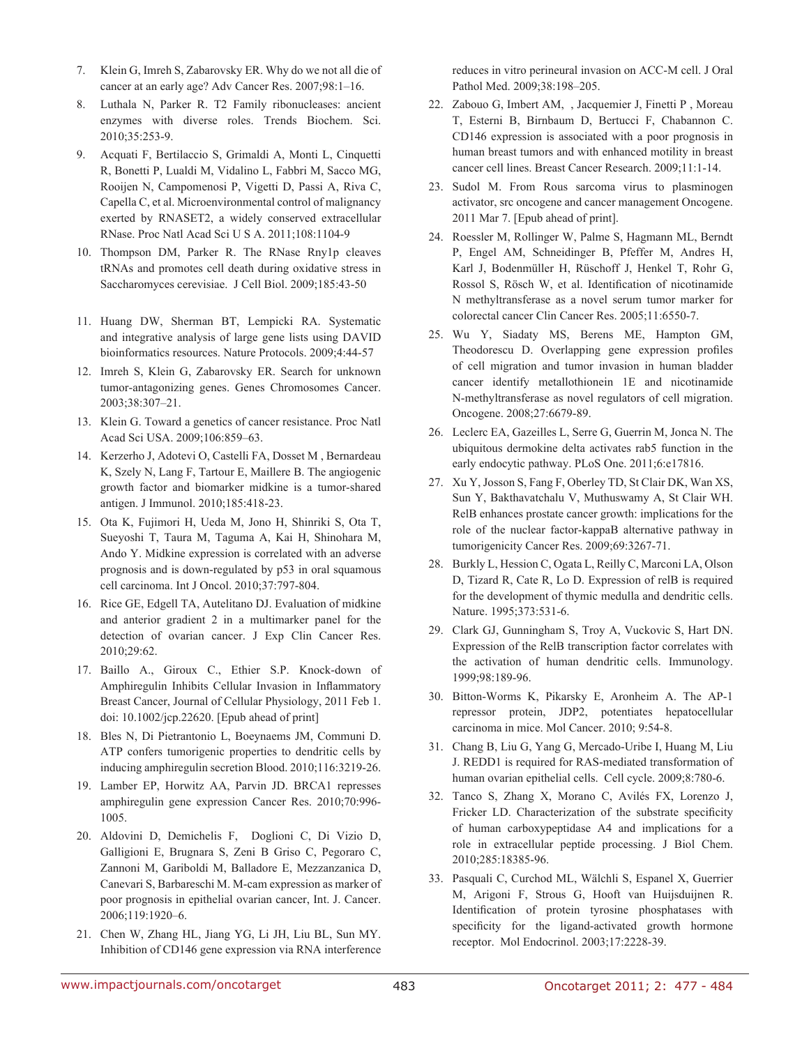7. Klein G, Imreh S, Zabarovsky ER. Why do we not all die of cancer at an early age? Adv Cancer Res. 2007;98:1–16.

8. Luthala N, Parker R. T2 Family ribonucleases: ancient enzymes with diverse roles. Trends Biochem. Sci. 2010;35:253-9.

9. Acquati F, Bertilaccio S, Grimaldi A, Monti L, Cinquetti R, Bonetti P, Lualdi M, Vidalino L, Fabbri M, Sacco MG, Rooijen N, Campomenosi P, Vigetti D, Passi A, Riva C, Capella C, et al. Microenvironmental control of malignancy exerted by RNASET2, a widely conserved extracellular RNase. Proc Natl Acad Sci U S A. 2011;108:1104-9

10. Thompson DM, Parker R. The RNase Rny1p cleaves tRNAs and promotes cell death during oxidative stress in Saccharomyces cerevisiae. J Cell Biol. 2009;185:43-50

11. Huang DW, Sherman BT, Lempicki RA. Systematic and integrative analysis of large gene lists using DAVID bioinformatics resources. Nature Protocols. 2009;4:44-57

12. Imreh S, Klein G, Zabarovsky ER. Search for unknown tumor-antagonizing genes. Genes Chromosomes Cancer. 2003;38:307–21.

13. Klein G. Toward a genetics of cancer resistance. Proc Natl Acad Sci USA. 2009;106:859–63.

14. Kerzerho J, Adotevi O, Castelli FA, Dosset M , Bernardeau K, Szely N, Lang F, Tartour E, Maillere B. The angiogenic growth factor and biomarker midkine is a tumor-shared antigen. J Immunol. 2010;185:418-23.

15. Ota K, Fujimori H, Ueda M, Jono H, Shinriki S, Ota T, Sueyoshi T, Taura M, Taguma A, Kai H, Shinohara M, Ando Y. Midkine expression is correlated with an adverse prognosis and is down-regulated by p53 in oral squamous cell carcinoma. Int J Oncol. 2010;37:797-804.

16. Rice GE, Edgell TA, Autelitano DJ. Evaluation of midkine and anterior gradient 2 in a multimarker panel for the detection of ovarian cancer. J Exp Clin Cancer Res. 2010;29:62.

17. Baillo A., Giroux C., Ethier S.P. Knock-down of Amphiregulin Inhibits Cellular Invasion in Inflammatory Breast Cancer, Journal of Cellular Physiology, 2011 Feb 1. doi: 10.1002/jcp.22620. [Epub ahead of print]

18. Bles N, Di Pietrantonio L, Boeynaems JM, Communi D. ATP confers tumorigenic properties to dendritic cells by inducing amphiregulin secretion Blood. 2010;116:3219-26.

19. Lamber EP, Horwitz AA, Parvin JD. BRCA1 represses amphiregulin gene expression Cancer Res. 2010;70:996-1005.

20. Aldovini D, Demichelis F, Doglioni C, Di Vizio D, Galligioni E, Brugnara S, Zeni B Griso C, Pegoraro C, Zannoni M, Gariboldi M, Balladore E, Mezzanzanica D, Canevari S, Barbareschi M. M-cam expression as marker of poor prognosis in epithelial ovarian cancer, Int. J. Cancer. 2006;119:1920–6.

21. Chen W, Zhang HL, Jiang YG, Li JH, Liu BL, Sun MY. Inhibition of CD146 gene expression via RNA interference reduces in vitro perineural invasion on ACC-M cell. J Oral Pathol Med. 2009;38:198–205.

22. Zabouo G, Imbert AM, , Jacquemier J, Finetti P , Moreau T, Esterni B, Birnbaum D, Bertucci F, Chabannon C. CD146 expression is associated with a poor prognosis in human breast tumors and with enhanced motility in breast cancer cell lines. Breast Cancer Research. 2009;11:1-14.

23. Sudol M. From Rous sarcoma virus to plasminogen activator, src oncogene and cancer management Oncogene. 2011 Mar 7. [Epub ahead of print].

24. Roessler M, Rollinger W, Palme S, Hagmann ML, Berndt P, Engel AM, Schneidinger B, Pfeffer M, Andres H, Karl J, Bodenmüller H, Rüschoff J, Henkel T, Rohr G, Rossol S, Rösch W, et al. Identification of nicotinamide N methyltransferase as a novel serum tumor marker for colorectal cancer Clin Cancer Res. 2005;11:6550-7.

25. Wu Y, Siadaty MS, Berens ME, Hampton GM, Theodorescu D. Overlapping gene expression profiles of cell migration and tumor invasion in human bladder cancer identify metallothionein 1E and nicotinamide N-methyltransferase as novel regulators of cell migration. Oncogene. 2008;27:6679-89.

26. Leclerc EA, Gazeilles L, Serre G, Guerrin M, Jonca N. The ubiquitous dermokine delta activates rab5 function in the early endocytic pathway. PLoS One. 2011;6:e17816.

27. Xu Y, Josson S, Fang F, Oberley TD, St Clair DK, Wan XS, Sun Y, Bakthavatchalu V, Muthuswamy A, St Clair WH. RelB enhances prostate cancer growth: implications for the role of the nuclear factor-kappaB alternative pathway in tumorigenicity Cancer Res. 2009;69:3267-71.

28. Burkly L, Hession C, Ogata L, Reilly C, Marconi LA, Olson D, Tizard R, Cate R, Lo D. Expression of relB is required for the development of thymic medulla and dendritic cells. Nature. 1995;373:531-6.

29. Clark GJ, Gunningham S, Troy A, Vuckovic S, Hart DN. Expression of the RelB transcription factor correlates with the activation of human dendritic cells. Immunology. 1999;98:189-96.

30. Bitton-Worms K, Pikarsky E, Aronheim A. The AP-1 repressor protein, JDP2, potentiates hepatocellular carcinoma in mice. Mol Cancer. 2010; 9:54-8.

31. Chang B, Liu G, Yang G, Mercado-Uribe I, Huang M, Liu J. REDD1 is required for RAS-mediated transformation of human ovarian epithelial cells. Cell cycle. 2009;8:780-6.

32. Tanco S, Zhang X, Morano C, Avilés FX, Lorenzo J, Fricker LD. Characterization of the substrate specificity of human carboxypeptidase A4 and implications for a role in extracellular peptide processing. J Biol Chem. 2010;285:18385-96.

33. Pasquali C, Curchod ML, Wälchli S, Espanel X, Guerrier M, Arigoni F, Strous G, Hooft van Huijsduijnen R. Identification of protein tyrosine phosphatases with specificity for the ligand-activated growth hormone receptor. Mol Endocrinol. 2003;17:2228-39.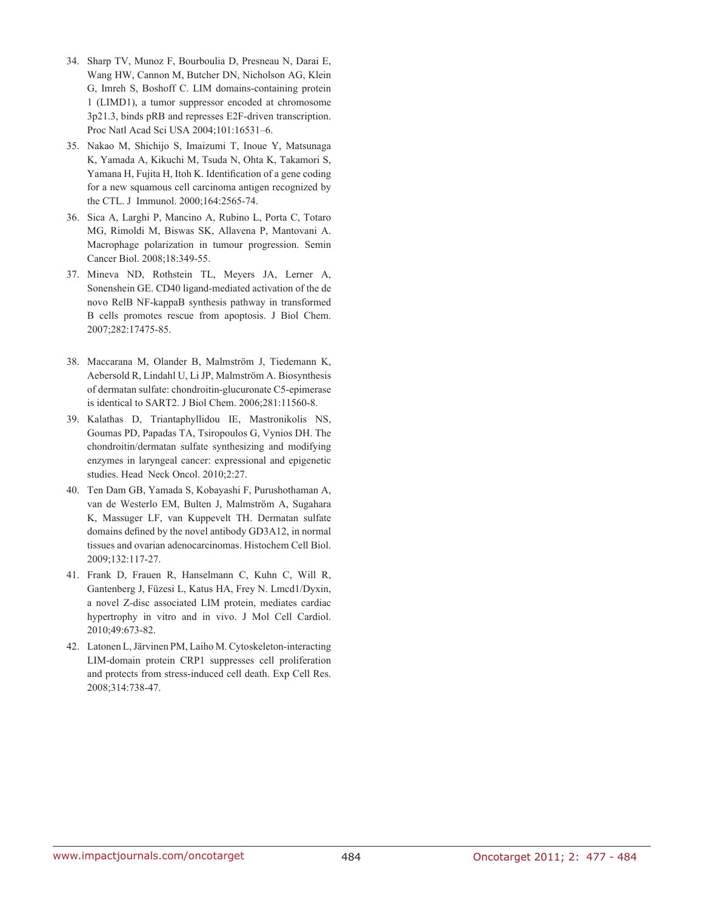34. Sharp TV, Munoz F, Bourboulia D, Presneau N, Darai E, Wang HW, Cannon M, Butcher DN, Nicholson AG, Klein G, Imreh S, Boshoff C. LIM domains-containing protein 1 (LIMD1), a tumor suppressor encoded at chromosome 3p21.3, binds pRB and represses E2F-driven transcription. Proc Natl Acad Sci USA 2004;101:16531–6.

35. Nakao M, Shichijo S, Imaizumi T, Inoue Y, Matsunaga K, Yamada A, Kikuchi M, Tsuda N, Ohta K, Takamori S, Yamana H, Fujita H, Itoh K. Identification of a gene coding for a new squamous cell carcinoma antigen recognized by the CTL. J Immunol. 2000;164:2565-74.

36. Sica A, Larghi P, Mancino A, Rubino L, Porta C, Totaro MG, Rimoldi M, Biswas SK, Allavena P, Mantovani A. Macrophage polarization in tumour progression. Semin Cancer Biol. 2008;18:349-55.

37. Mineva ND, Rothstein TL, Meyers JA, Lerner A, Sonenshein GE. CD40 ligand-mediated activation of the de novo RelB NF-kappaB synthesis pathway in transformed B cells promotes rescue from apoptosis. J Biol Chem. 2007;282:17475-85.

38. Maccarana M, Olander B, Malmström J, Tiedemann K, Aebersold R, Lindahl U, Li JP, Malmström A. Biosynthesis of dermatan sulfate: chondroitin-glucuronate C5-epimerase is identical to SART2. J Biol Chem. 2006;281:11560-8.

39. Kalathas D, Triantaphyllidou IE, Mastronikolis NS, Goumas PD, Papadas TA, Tsiropoulos G, Vynios DH. The chondroitin/dermatan sulfate synthesizing and modifying enzymes in laryngeal cancer: expressional and epigenetic studies. Head Neck Oncol. 2010;2:27.

40. Ten Dam GB, Yamada S, Kobayashi F, Purushothaman A, van de Westerlo EM, Bulten J, Malmström A, Sugahara K, Massuger LF, van Kuppevelt TH. Dermatan sulfate domains defined by the novel antibody GD3A12, in normal tissues and ovarian adenocarcinomas. Histochem Cell Biol. 2009;132:117-27.

41. Frank D, Frauen R, Hanselmann C, Kuhn C, Will R, Gantenberg J, Füzesi L, Katus HA, Frey N. Lmcd1/Dyxin, a novel Z-disc associated LIM protein, mediates cardiac hypertrophy in vitro and in vivo. J Mol Cell Cardiol. 2010;49:673-82.

42. Latonen L, Järvinen PM, Laiho M. Cytoskeleton-interacting LIM-domain protein CRP1 suppresses cell proliferation and protects from stress-induced cell death. Exp Cell Res. 2008;314:738-47.